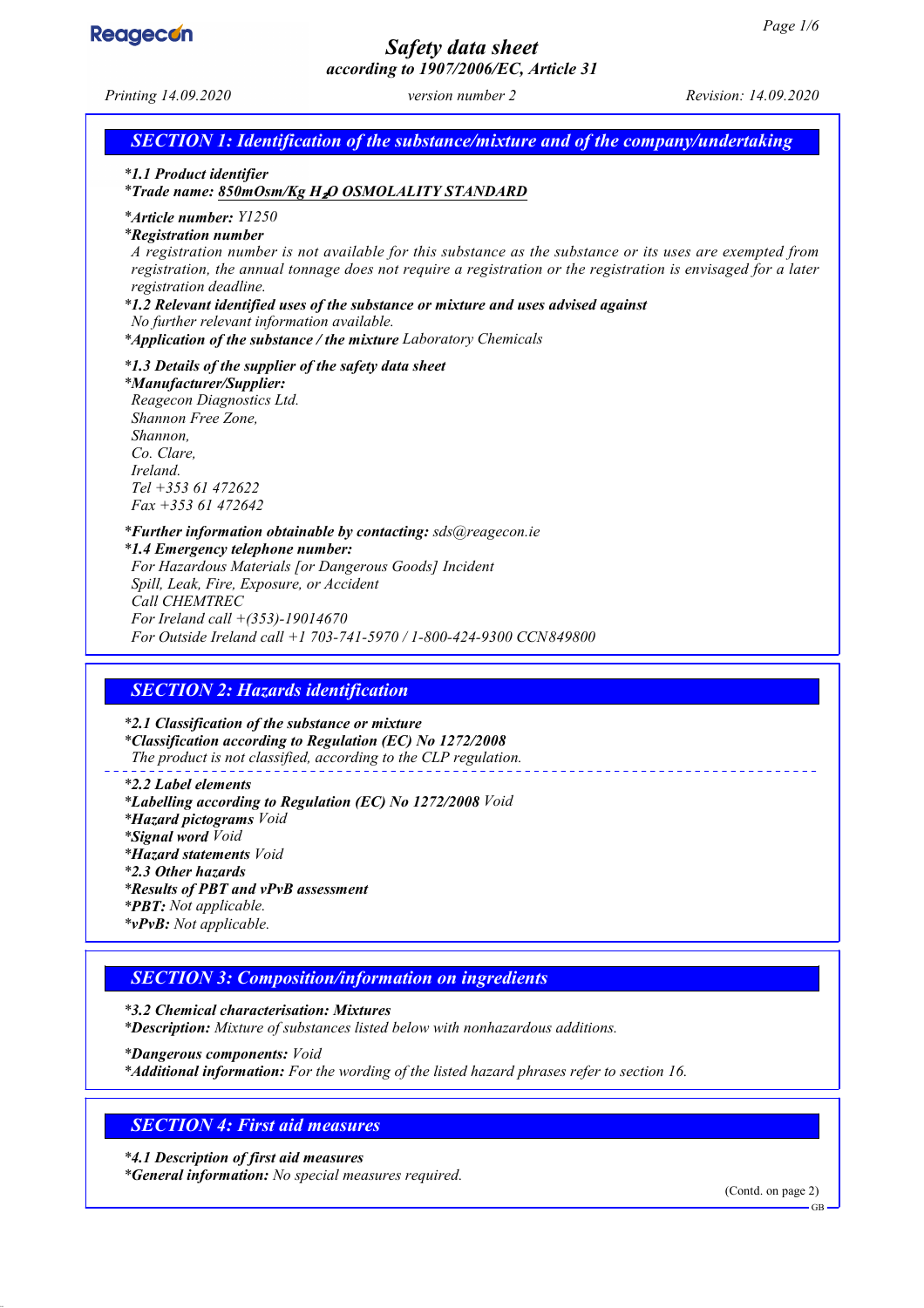# Safety data sheet

*according to 1907/2006/EC, Article 31*

*Printing 14.09.2020* *version number 2* *Revision: 14.09.2020*

## SECTION 1: Identification of the substance/mixture and of the company/undertaking

- ***1.1 Product identifier***
- ***Trade name: 850mOsm/Kg $H_2O$ OSMOLALITY STANDARD***
- ***Article number:*** *Y1250*
- ***Registration number***
  *A registration number is not available for this substance as the substance or its uses are exempted from registration, the annual tonnage does not require a registration or the registration is envisaged for a later registration deadline.*
- ***1.2 Relevant identified uses of the substance or mixture and uses advised against***
  *No further relevant information available.*
- ***Application of the substance / the mixture*** *Laboratory Chemicals*
- ***1.3 Details of the supplier of the safety data sheet***
- ***Manufacturer/Supplier:***
  *Reagecon Diagnostics Ltd.*
  *Shannon Free Zone,*
  *Shannon,*
  *Co. Clare,*
  *Ireland.*
  *Tel +353 61 472622*
  *Fax +353 61 472642*
- ***Further information obtainable by contacting:*** *sds@reagecon.ie*
- ***1.4 Emergency telephone number:***
  *For Hazardous Materials [or Dangerous Goods] Incident*
  *Spill, Leak, Fire, Exposure, or Accident*
  *Call CHEMTREC*
  *For Ireland call +(353)-19014670*
  *For Outside Ireland call +1 703-741-5970 / 1-800-424-9300 CCN849800*

## SECTION 2: Hazards identification

- ***2.1 Classification of the substance or mixture***
- ***Classification according to Regulation (EC) No 1272/2008***
  *The product is not classified, according to the CLP regulation.*
- ***2.2 Label elements***
- ***Labelling according to Regulation (EC) No 1272/2008*** *Void*
- ***Hazard pictograms*** *Void*
- ***Signal word*** *Void*
- ***Hazard statements*** *Void*
- ***2.3 Other hazards***
- ***Results of PBT and vPvB assessment***
- ***PBT:*** *Not applicable.*
- ***vPvB:*** *Not applicable.*

## SECTION 3: Composition/information on ingredients

- ***3.2 Chemical characterisation: Mixtures***
- ***Description:*** *Mixture of substances listed below with nonhazardous additions.*
- ***Dangerous components:*** *Void*
- ***Additional information:*** *For the wording of the listed hazard phrases refer to section 16.*

## SECTION 4: First aid measures

- ***4.1 Description of first aid measures***
- ***General information:*** *No special measures required.*

(Contd. on page 2)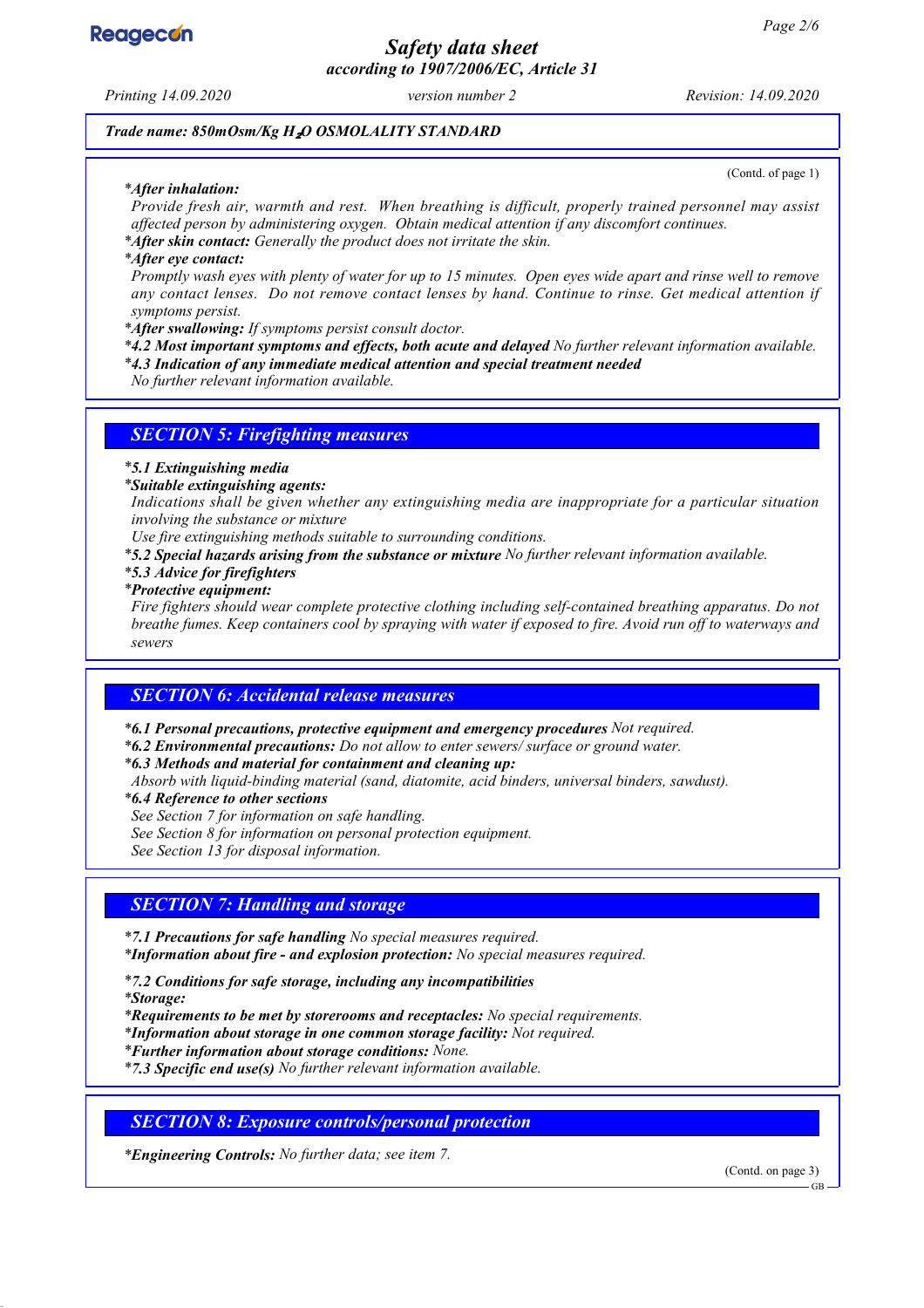Trade name: 850mOsm/Kg $H_2O$ OSMOLALITY STANDARD

(Contd. of page 1)

**\*After inhalation:**
Provide fresh air, warmth and rest. When breathing is difficult, properly trained personnel may assist affected person by administering oxygen. Obtain medical attention if any discomfort continues.

**\*After skin contact:** Generally the product does not irritate the skin.

**\*After eye contact:**
Promptly wash eyes with plenty of water for up to 15 minutes. Open eyes wide apart and rinse well to remove any contact lenses. Do not remove contact lenses by hand. Continue to rinse. Get medical attention if symptoms persist.

**\*After swallowing:** If symptoms persist consult doctor.

**\*4.2 Most important symptoms and effects, both acute and delayed** No further relevant information available.

**\*4.3 Indication of any immediate medical attention and special treatment needed**
No further relevant information available.

## SECTION 5: Firefighting measures

**\*5.1 Extinguishing media**

**\*Suitable extinguishing agents:**
Indications shall be given whether any extinguishing media are inappropriate for a particular situation involving the substance or mixture
Use fire extinguishing methods suitable to surrounding conditions.

**\*5.2 Special hazards arising from the substance or mixture** No further relevant information available.

**\*5.3 Advice for firefighters**

**\*Protective equipment:**
Fire fighters should wear complete protective clothing including self-contained breathing apparatus. Do not breathe fumes. Keep containers cool by spraying with water if exposed to fire. Avoid run off to waterways and sewers

## SECTION 6: Accidental release measures

**\*6.1 Personal precautions, protective equipment and emergency procedures** Not required.

**\*6.2 Environmental precautions:** Do not allow to enter sewers/ surface or ground water.

**\*6.3 Methods and material for containment and cleaning up:**
Absorb with liquid-binding material (sand, diatomite, acid binders, universal binders, sawdust).

**\*6.4 Reference to other sections**
See Section 7 for information on safe handling.
See Section 8 for information on personal protection equipment.
See Section 13 for disposal information.

## SECTION 7: Handling and storage

**\*7.1 Precautions for safe handling** No special measures required.

**\*Information about fire - and explosion protection:** No special measures required.

**\*7.2 Conditions for safe storage, including any incompatibilities**

**\*Storage:**

**\*Requirements to be met by storerooms and receptacles:** No special requirements.

**\*Information about storage in one common storage facility:** Not required.

**\*Further information about storage conditions:** None.

**\*7.3 Specific end use(s)** No further relevant information available.

## SECTION 8: Exposure controls/personal protection

**\*Engineering Controls:** No further data; see item 7.

(Contd. on page 3)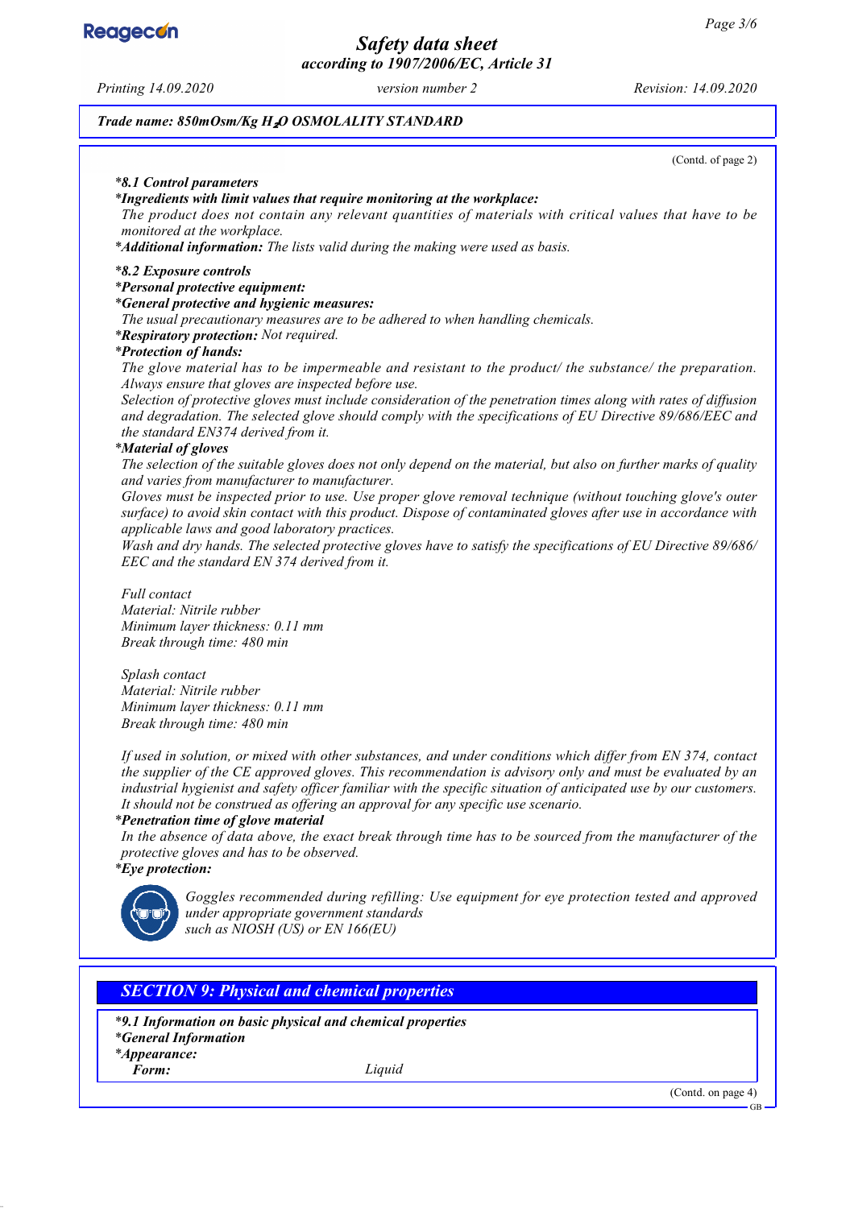*Trade name: 850mOsm/Kg $H_2O$ OSMOLALITY STANDARD*

(Contd. of page 2)

*\*8.1 Control parameters*

*\*Ingredients with limit values that require monitoring at the workplace:*
The product does not contain any relevant quantities of materials with critical values that have to be monitored at the workplace.

*\*Additional information:* The lists valid during the making were used as basis.

*\*8.2 Exposure controls*

*\*Personal protective equipment:*

*\*General protective and hygienic measures:*
The usual precautionary measures are to be adhered to when handling chemicals.

*\*Respiratory protection:* Not required.

*\*Protection of hands:*
The glove material has to be impermeable and resistant to the product/ the substance/ the preparation. Always ensure that gloves are inspected before use.
Selection of protective gloves must include consideration of the penetration times along with rates of diffusion and degradation. The selected glove should comply with the specifications of EU Directive 89/686/EEC and the standard EN374 derived from it.

*\*Material of gloves*
The selection of the suitable gloves does not only depend on the material, but also on further marks of quality and varies from manufacturer to manufacturer.
Gloves must be inspected prior to use. Use proper glove removal technique (without touching glove's outer surface) to avoid skin contact with this product. Dispose of contaminated gloves after use in accordance with applicable laws and good laboratory practices.
Wash and dry hands. The selected protective gloves have to satisfy the specifications of EU Directive 89/686/EEC and the standard EN 374 derived from it.

Full contact
Material: Nitrile rubber
Minimum layer thickness: 0.11 mm
Break through time: 480 min

Splash contact
Material: Nitrile rubber
Minimum layer thickness: 0.11 mm
Break through time: 480 min

If used in solution, or mixed with other substances, and under conditions which differ from EN 374, contact the supplier of the CE approved gloves. This recommendation is advisory only and must be evaluated by an industrial hygienist and safety officer familiar with the specific situation of anticipated use by our customers. It should not be construed as offering an approval for any specific use scenario.

*\*Penetration time of glove material*
In the absence of data above, the exact break through time has to be sourced from the manufacturer of the protective gloves and has to be observed.

*\*Eye protection:*

Goggles recommended during refilling: Use equipment for eye protection tested and approved under appropriate government standards such as NIOSH (US) or EN 166(EU)

## SECTION 9: Physical and chemical properties

*\*9.1 Information on basic physical and chemical properties*

*\*General Information*

*\*Appearance:*

| | |
|---|---|
| **Form:** | Liquid |

(Contd. on page 4)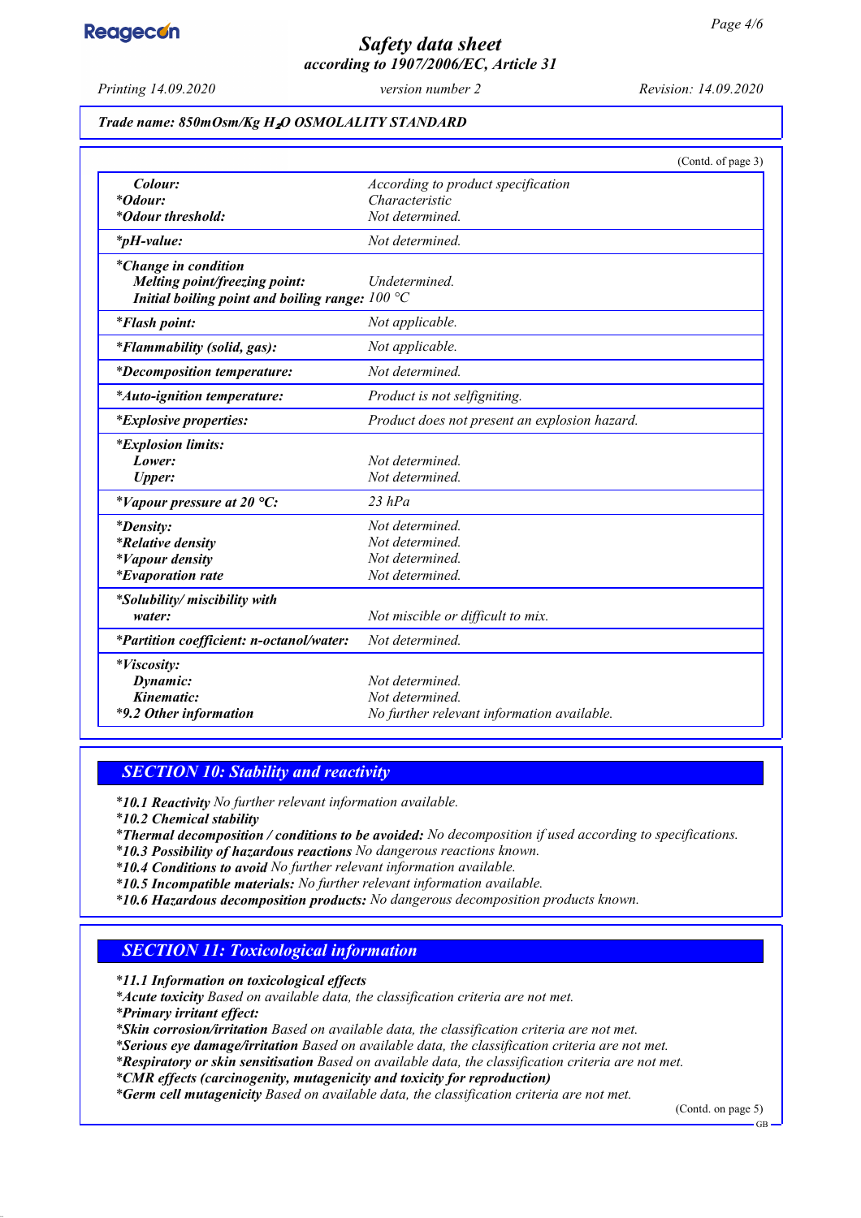**Trade name: 850mOsm/Kg $H_2O$ OSMOLALITY STANDARD**

(Contd. of page 3)

| | |
|---|---|
| ***Colour:*** | *According to product specification* |
| ***\*Odour:*** | *Characteristic* |
| ***\*Odour threshold:*** | *Not determined.* |
| ***\*pH-value:*** | *Not determined.* |
| ***\*Change in condition*** | |
| ***Melting point/freezing point:*** | *Undetermined.* |
| ***Initial boiling point and boiling range:*** | *100 °C* |
| ***\*Flash point:*** | *Not applicable.* |
| ***\*Flammability (solid, gas):*** | *Not applicable.* |
| ***\*Decomposition temperature:*** | *Not determined.* |
| ***\*Auto-ignition temperature:*** | *Product is not selfigniting.* |
| ***\*Explosive properties:*** | *Product does not present an explosion hazard.* |
| ***\*Explosion limits:*** | |
| ***Lower:*** | *Not determined.* |
| ***Upper:*** | *Not determined.* |
| ***\*Vapour pressure at 20 °C:*** | *23 hPa* |
| ***\*Density:*** | *Not determined.* |
| ***\*Relative density*** | *Not determined.* |
| ***\*Vapour density*** | *Not determined.* |
| ***\*Evaporation rate*** | *Not determined.* |
| ***\*Solubility/ miscibility with water:*** | *Not miscible or difficult to mix.* |
| ***\*Partition coefficient: n-octanol/water:*** | *Not determined.* |
| ***\*Viscosity:*** | |
| ***Dynamic:*** | *Not determined.* |
| ***Kinematic:*** | *Not determined.* |
| ***\*9.2 Other information*** | *No further relevant information available.* |

## SECTION 10: Stability and reactivity

- ***\*10.1 Reactivity*** *No further relevant information available.*
- ***\*10.2 Chemical stability***
- ***\*Thermal decomposition / conditions to be avoided:*** *No decomposition if used according to specifications.*
- ***\*10.3 Possibility of hazardous reactions*** *No dangerous reactions known.*
- ***\*10.4 Conditions to avoid*** *No further relevant information available.*
- ***\*10.5 Incompatible materials:*** *No further relevant information available.*
- ***\*10.6 Hazardous decomposition products:*** *No dangerous decomposition products known.*

## SECTION 11: Toxicological information

- ***\*11.1 Information on toxicological effects***
- ***\*Acute toxicity*** *Based on available data, the classification criteria are not met.*
- ***\*Primary irritant effect:***
- ***\*Skin corrosion/irritation*** *Based on available data, the classification criteria are not met.*
- ***\*Serious eye damage/irritation*** *Based on available data, the classification criteria are not met.*
- ***\*Respiratory or skin sensitisation*** *Based on available data, the classification criteria are not met.*
- ***\*CMR effects (carcinogenity, mutagenicity and toxicity for reproduction)***
- ***\*Germ cell mutagenicity*** *Based on available data, the classification criteria are not met.*

(Contd. on page 5)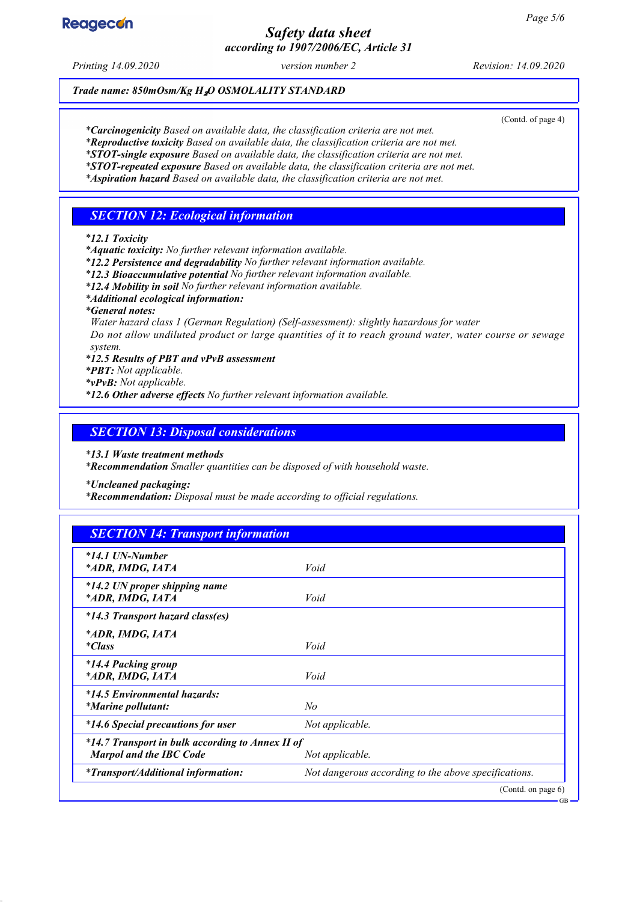Trade name: 850mOsm/Kg $H_2O$ OSMOLALITY STANDARD

(Contd. of page 4)

* **Carcinogenicity** Based on available data, the classification criteria are not met.
* **Reproductive toxicity** Based on available data, the classification criteria are not met.
* **STOT-single exposure** Based on available data, the classification criteria are not met.
* **STOT-repeated exposure** Based on available data, the classification criteria are not met.
* **Aspiration hazard** Based on available data, the classification criteria are not met.

## SECTION 12: Ecological information

* **12.1 Toxicity**
* **Aquatic toxicity:** No further relevant information available.
* **12.2 Persistence and degradability** No further relevant information available.
* **12.3 Bioaccumulative potential** No further relevant information available.
* **12.4 Mobility in soil** No further relevant information available.
* **Additional ecological information:**
* **General notes:**

  Water hazard class 1 (German Regulation) (Self-assessment): slightly hazardous for water

  Do not allow undiluted product or large quantities of it to reach ground water, water course or sewage system.
* **12.5 Results of PBT and vPvB assessment**
* **PBT:** Not applicable.
* **vPvB:** Not applicable.
* **12.6 Other adverse effects** No further relevant information available.

## SECTION 13: Disposal considerations

* **13.1 Waste treatment methods**
* **Recommendation** Smaller quantities can be disposed of with household waste.

* **Uncleaned packaging:**
* **Recommendation:** Disposal must be made according to official regulations.

## SECTION 14: Transport information

| | |
|---|---|
| *14.1 UN-Number<br>*ADR, IMDG, IATA | Void |
| *14.2 UN proper shipping name<br>*ADR, IMDG, IATA | Void |
| *14.3 Transport hazard class(es) | |
| *ADR, IMDG, IATA<br>*Class | Void |
| *14.4 Packing group<br>*ADR, IMDG, IATA | Void |
| *14.5 Environmental hazards:<br>*Marine pollutant: | No |
| *14.6 Special precautions for user | Not applicable. |
| *14.7 Transport in bulk according to Annex II of Marpol and the IBC Code | Not applicable. |
| *Transport/Additional information: | Not dangerous according to the above specifications. |

(Contd. on page 6)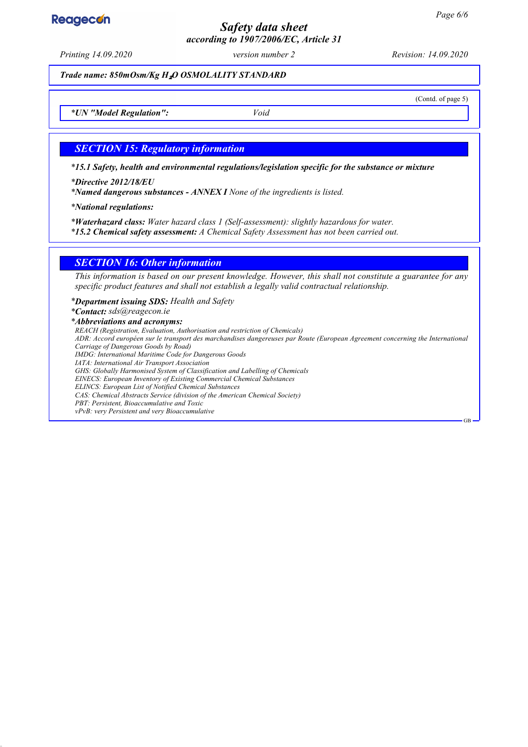*Trade name: 850mOsm/Kg $H_2O$ OSMOLALITY STANDARD*

(Contd. of page 5)

**\*UN "Model Regulation":** *Void*

## SECTION 15: Regulatory information

**\*15.1 Safety, health and environmental regulations/legislation specific for the substance or mixture**

**\*Directive 2012/18/EU**

**\*Named dangerous substances - ANNEX I** *None of the ingredients is listed.*

**\*National regulations:**

**\*Waterhazard class:** *Water hazard class 1 (Self-assessment): slightly hazardous for water.*

**\*15.2 Chemical safety assessment:** *A Chemical Safety Assessment has not been carried out.*

## SECTION 16: Other information

*This information is based on our present knowledge. However, this shall not constitute a guarantee for any specific product features and shall not establish a legally valid contractual relationship.*

**\*Department issuing SDS:** *Health and Safety*

**\*Contact:** *sds@reagecon.ie*

**\*Abbreviations and acronyms:**

*REACH (Registration, Evaluation, Authorisation and restriction of Chemicals)*
*ADR: Accord européen sur le transport des marchandises dangereuses par Route (European Agreement concerning the International Carriage of Dangerous Goods by Road)*
*IMDG: International Maritime Code for Dangerous Goods*
*IATA: International Air Transport Association*
*GHS: Globally Harmonised System of Classification and Labelling of Chemicals*
*EINECS: European Inventory of Existing Commercial Chemical Substances*
*ELINCS: European List of Notified Chemical Substances*
*CAS: Chemical Abstracts Service (division of the American Chemical Society)*
*PBT: Persistent, Bioaccumulative and Toxic*
*vPvB: very Persistent and very Bioaccumulative*